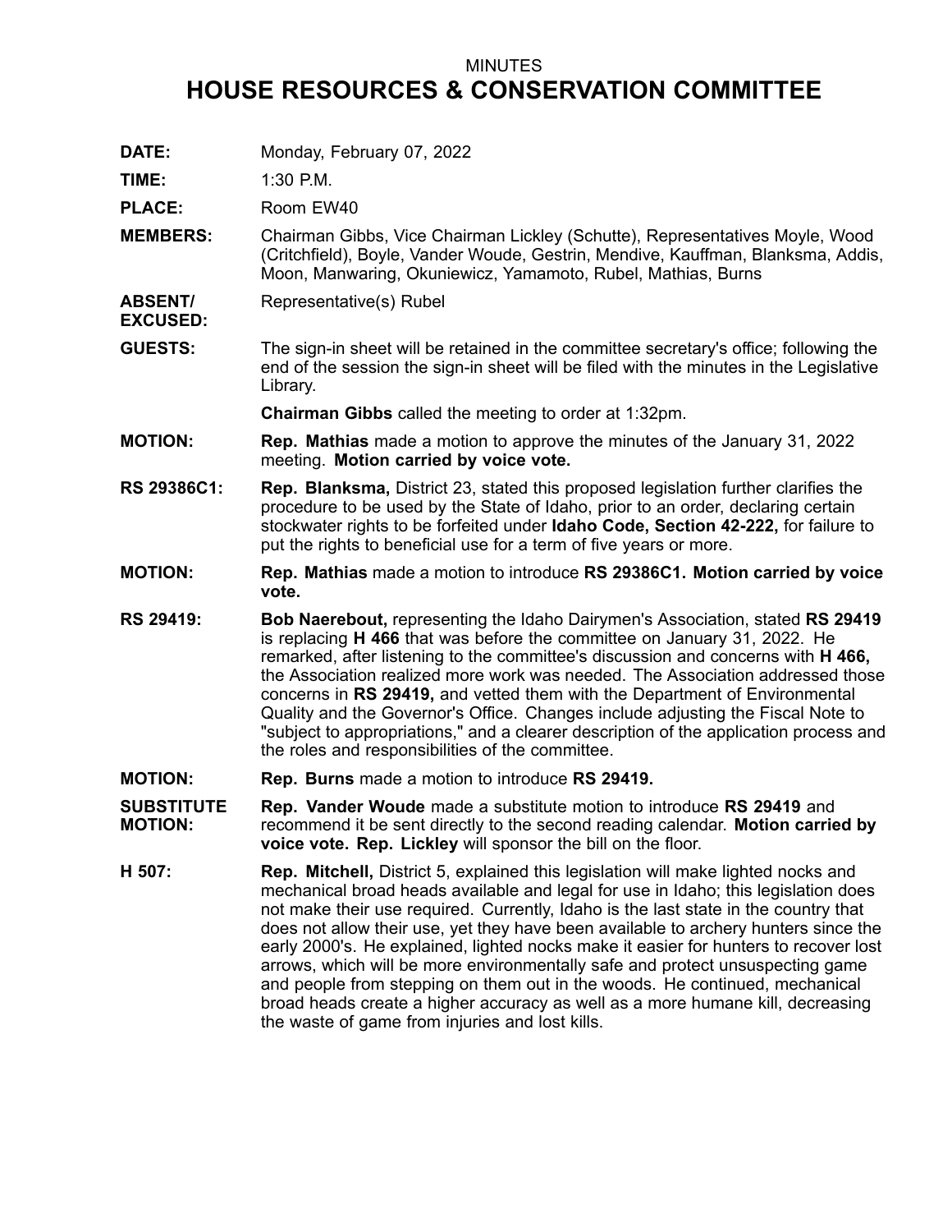MINUTES

# HOUSE RESOURCES & CONSERVATION COMMITTEE

**DATE:** Monday, February 07, 2022

**TIME:** 1:30 P.M.

**PLACE:** Room EW40

**MEMBERS:** Chairman Gibbs, Vice Chairman Lickley (Schutte), Representatives Moyle, Wood (Critchfield), Boyle, Vander Woude, Gestrin, Mendive, Kauffman, Blanksma, Addis, Moon, Manwaring, Okuniewicz, Yamamoto, Rubel, Mathias, Burns

**ABSENT/ EXCUSED:** Representative(s) Rubel

**GUESTS:** The sign-in sheet will be retained in the committee secretary's office; following the end of the session the sign-in sheet will be filed with the minutes in the Legislative Library.

**Chairman Gibbs** called the meeting to order at 1:32pm.

**MOTION:** **Rep. Mathias** made a motion to approve the minutes of the January 31, 2022 meeting. **Motion carried by voice vote.**

**RS 29386C1:** **Rep. Blanksma,** District 23, stated this proposed legislation further clarifies the procedure to be used by the State of Idaho, prior to an order, declaring certain stockwater rights to be forfeited under **Idaho Code, Section 42-222,** for failure to put the rights to beneficial use for a term of five years or more.

**MOTION:** **Rep. Mathias** made a motion to introduce **RS 29386C1. Motion carried by voice vote.**

**RS 29419:** **Bob Naerebout,** representing the Idaho Dairymen's Association, stated **RS 29419** is replacing **H 466** that was before the committee on January 31, 2022. He remarked, after listening to the committee's discussion and concerns with **H 466,** the Association realized more work was needed. The Association addressed those concerns in **RS 29419,** and vetted them with the Department of Environmental Quality and the Governor's Office. Changes include adjusting the Fiscal Note to "subject to appropriations," and a clearer description of the application process and the roles and responsibilities of the committee.

**MOTION:** **Rep. Burns** made a motion to introduce **RS 29419.**

**SUBSTITUTE MOTION:** **Rep. Vander Woude** made a substitute motion to introduce **RS 29419** and recommend it be sent directly to the second reading calendar. **Motion carried by voice vote. Rep. Lickley** will sponsor the bill on the floor.

**H 507:** **Rep. Mitchell,** District 5, explained this legislation will make lighted nocks and mechanical broad heads available and legal for use in Idaho; this legislation does not make their use required. Currently, Idaho is the last state in the country that does not allow their use, yet they have been available to archery hunters since the early 2000's. He explained, lighted nocks make it easier for hunters to recover lost arrows, which will be more environmentally safe and protect unsuspecting game and people from stepping on them out in the woods. He continued, mechanical broad heads create a higher accuracy as well as a more humane kill, decreasing the waste of game from injuries and lost kills.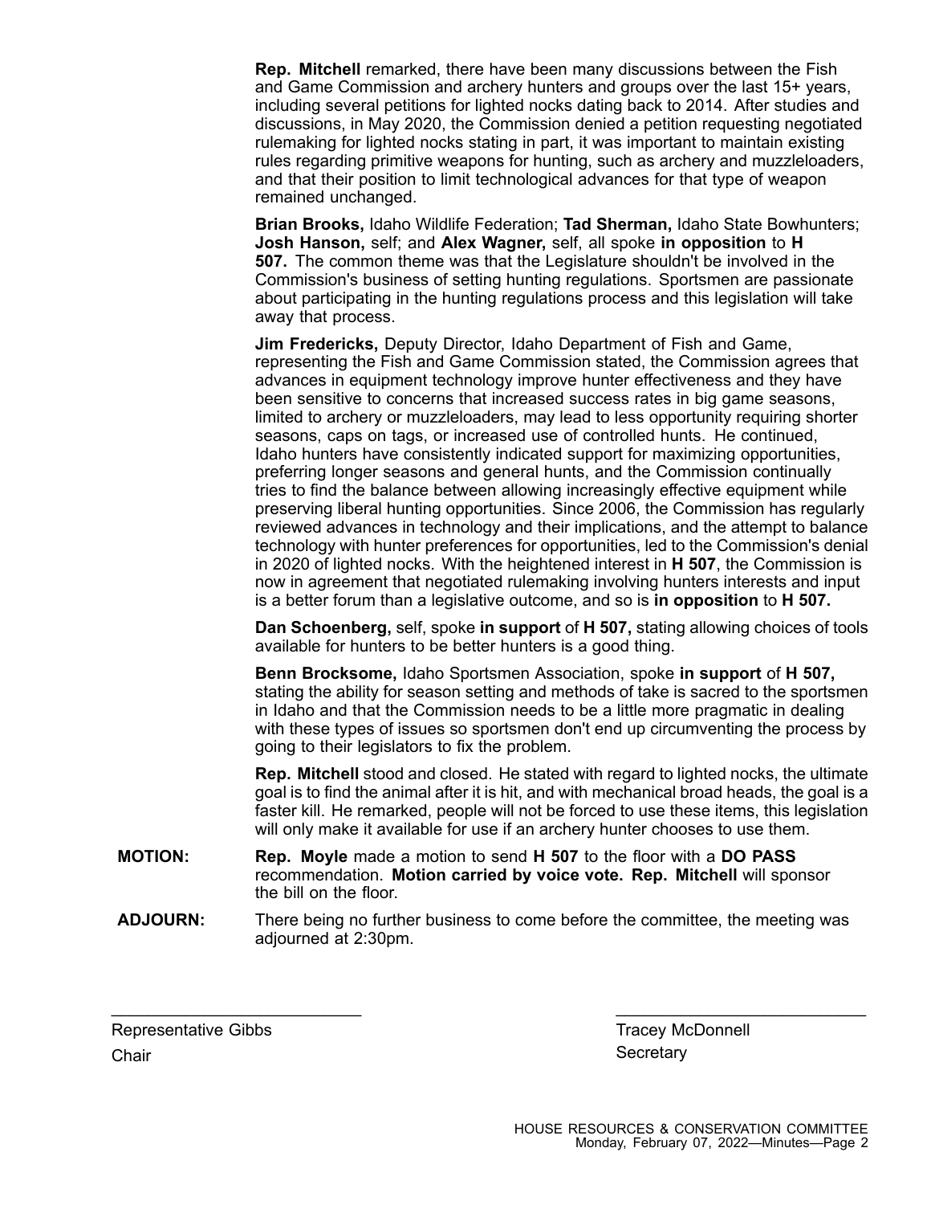**Rep. Mitchell** remarked, there have been many discussions between the Fish and Game Commission and archery hunters and groups over the last 15+ years, including several petitions for lighted nocks dating back to 2014. After studies and discussions, in May 2020, the Commission denied a petition requesting negotiated rulemaking for lighted nocks stating in part, it was important to maintain existing rules regarding primitive weapons for hunting, such as archery and muzzleloaders, and that their position to limit technological advances for that type of weapon remained unchanged.

**Brian Brooks,** Idaho Wildlife Federation; **Tad Sherman,** Idaho State Bowhunters; **Josh Hanson,** self; and **Alex Wagner,** self, all spoke **in opposition** to **H 507.** The common theme was that the Legislature shouldn't be involved in the Commission's business of setting hunting regulations. Sportsmen are passionate about participating in the hunting regulations process and this legislation will take away that process.

**Jim Fredericks,** Deputy Director, Idaho Department of Fish and Game, representing the Fish and Game Commission stated, the Commission agrees that advances in equipment technology improve hunter effectiveness and they have been sensitive to concerns that increased success rates in big game seasons, limited to archery or muzzleloaders, may lead to less opportunity requiring shorter seasons, caps on tags, or increased use of controlled hunts. He continued, Idaho hunters have consistently indicated support for maximizing opportunities, preferring longer seasons and general hunts, and the Commission continually tries to find the balance between allowing increasingly effective equipment while preserving liberal hunting opportunities. Since 2006, the Commission has regularly reviewed advances in technology and their implications, and the attempt to balance technology with hunter preferences for opportunities, led to the Commission's denial in 2020 of lighted nocks. With the heightened interest in **H 507**, the Commission is now in agreement that negotiated rulemaking involving hunters interests and input is a better forum than a legislative outcome, and so is **in opposition** to **H 507.**

**Dan Schoenberg,** self, spoke **in support** of **H 507,** stating allowing choices of tools available for hunters to be better hunters is a good thing.

**Benn Brocksome,** Idaho Sportsmen Association, spoke **in support** of **H 507,** stating the ability for season setting and methods of take is sacred to the sportsmen in Idaho and that the Commission needs to be a little more pragmatic in dealing with these types of issues so sportsmen don't end up circumventing the process by going to their legislators to fix the problem.

**Rep. Mitchell** stood and closed. He stated with regard to lighted nocks, the ultimate goal is to find the animal after it is hit, and with mechanical broad heads, the goal is a faster kill. He remarked, people will not be forced to use these items, this legislation will only make it available for use if an archery hunter chooses to use them.

**MOTION:** **Rep. Moyle** made a motion to send **H 507** to the floor with a **DO PASS** recommendation. **Motion carried by voice vote. Rep. Mitchell** will sponsor the bill on the floor.

**ADJOURN:** There being no further business to come before the committee, the meeting was adjourned at 2:30pm.

___________________________ ___________________________

Representative Gibbs — Chair

Tracey McDonnell — Secretary